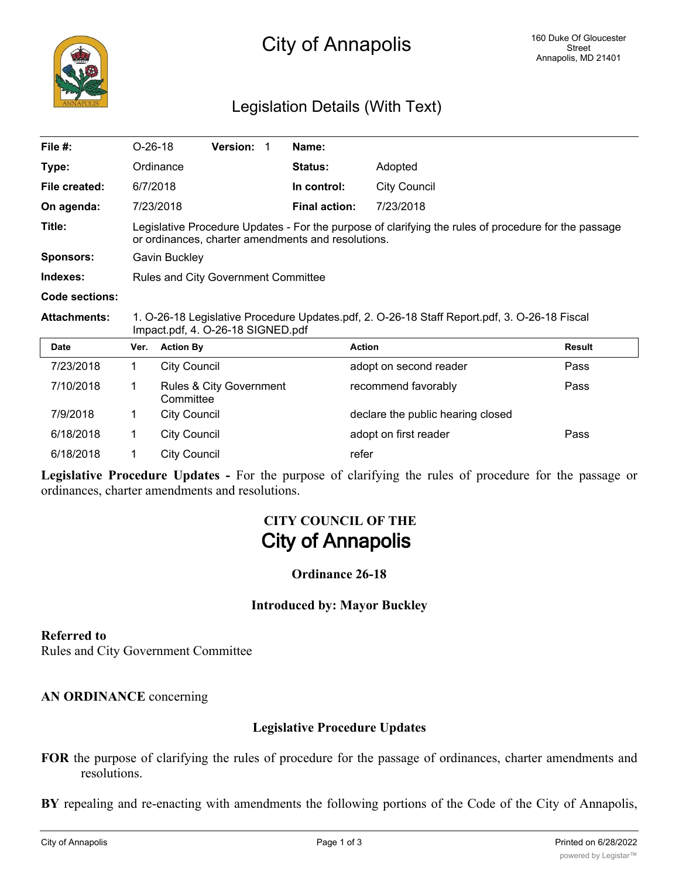# City of Annapolis

160 Duke Of Gloucester Street
Annapolis, MD 21401

## Legislation Details (With Text)

| | | | | | |
|---|---|---|---|---|---|
| **File #:** | O-26-18 | **Version:** 1 | **Name:** | | |
| **Type:** | Ordinance | | **Status:** | Adopted | |
| **File created:** | 6/7/2018 | | **In control:** | City Council | |
| **On agenda:** | 7/23/2018 | | **Final action:** | 7/23/2018 | |

**Title:** Legislative Procedure Updates - For the purpose of clarifying the rules of procedure for the passage or ordinances, charter amendments and resolutions.

**Sponsors:** Gavin Buckley

**Indexes:** Rules and City Government Committee

**Code sections:**

**Attachments:** 1. O-26-18 Legislative Procedure Updates.pdf, 2. O-26-18 Staff Report.pdf, 3. O-26-18 Fiscal Impact.pdf, 4. O-26-18 SIGNED.pdf

| Date | Ver. | Action By | Action | Result |
|---|---|---|---|---|
| 7/23/2018 | 1 | City Council | adopt on second reader | Pass |
| 7/10/2018 | 1 | Rules & City Government Committee | recommend favorably | Pass |
| 7/9/2018 | 1 | City Council | declare the public hearing closed | |
| 6/18/2018 | 1 | City Council | adopt on first reader | Pass |
| 6/18/2018 | 1 | City Council | refer | |

**Legislative Procedure Updates -** For the purpose of clarifying the rules of procedure for the passage or ordinances, charter amendments and resolutions.

**CITY COUNCIL OF THE**
**City of Annapolis**

**Ordinance 26-18**

**Introduced by: Mayor Buckley**

**Referred to**
Rules and City Government Committee

**AN ORDINANCE** concerning

**Legislative Procedure Updates**

**FOR** the purpose of clarifying the rules of procedure for the passage of ordinances, charter amendments and resolutions.

**BY** repealing and re-enacting with amendments the following portions of the Code of the City of Annapolis,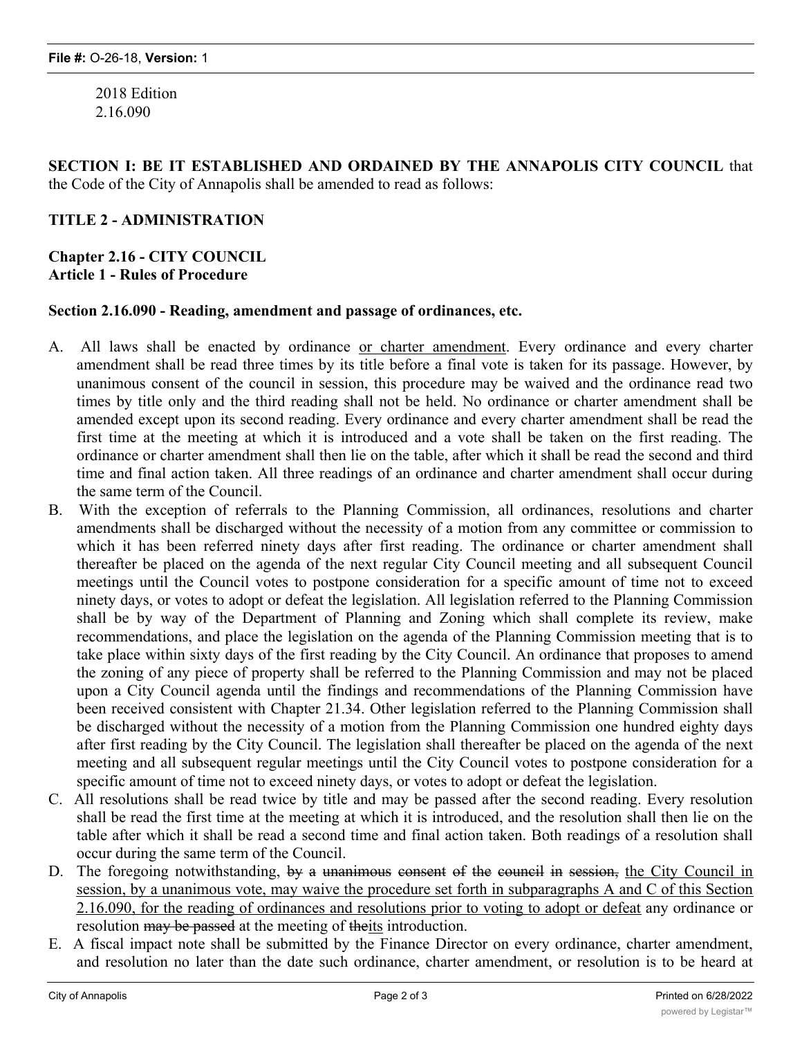2018 Edition
2.16.090

**SECTION I: BE IT ESTABLISHED AND ORDAINED BY THE ANNAPOLIS CITY COUNCIL** that the Code of the City of Annapolis shall be amended to read as follows:

**TITLE 2 - ADMINISTRATION**

**Chapter 2.16 - CITY COUNCIL**
**Article 1 - Rules of Procedure**

**Section 2.16.090 - Reading, amendment and passage of ordinances, etc.**

A. All laws shall be enacted by ordinance <u>or charter amendment</u>. Every ordinance and every charter amendment shall be read three times by its title before a final vote is taken for its passage. However, by unanimous consent of the council in session, this procedure may be waived and the ordinance read two times by title only and the third reading shall not be held. No ordinance or charter amendment shall be amended except upon its second reading. Every ordinance and every charter amendment shall be read the first time at the meeting at which it is introduced and a vote shall be taken on the first reading. The ordinance or charter amendment shall then lie on the table, after which it shall be read the second and third time and final action taken. All three readings of an ordinance and charter amendment shall occur during the same term of the Council.

B. With the exception of referrals to the Planning Commission, all ordinances, resolutions and charter amendments shall be discharged without the necessity of a motion from any committee or commission to which it has been referred ninety days after first reading. The ordinance or charter amendment shall thereafter be placed on the agenda of the next regular City Council meeting and all subsequent Council meetings until the Council votes to postpone consideration for a specific amount of time not to exceed ninety days, or votes to adopt or defeat the legislation. All legislation referred to the Planning Commission shall be by way of the Department of Planning and Zoning which shall complete its review, make recommendations, and place the legislation on the agenda of the Planning Commission meeting that is to take place within sixty days of the first reading by the City Council. An ordinance that proposes to amend the zoning of any piece of property shall be referred to the Planning Commission and may not be placed upon a City Council agenda until the findings and recommendations of the Planning Commission have been received consistent with Chapter 21.34. Other legislation referred to the Planning Commission shall be discharged without the necessity of a motion from the Planning Commission one hundred eighty days after first reading by the City Council. The legislation shall thereafter be placed on the agenda of the next meeting and all subsequent regular meetings until the City Council votes to postpone consideration for a specific amount of time not to exceed ninety days, or votes to adopt or defeat the legislation.

C. All resolutions shall be read twice by title and may be passed after the second reading. Every resolution shall be read the first time at the meeting at which it is introduced, and the resolution shall then lie on the table after which it shall be read a second time and final action taken. Both readings of a resolution shall occur during the same term of the Council.

D. The foregoing notwithstanding, ~~by a unanimous consent of the council in session,~~ <u>the City Council in session, by a unanimous vote, may waive the procedure set forth in subparagraphs A and C of this Section 2.16.090, for the reading of ordinances and resolutions prior to voting to adopt or defeat</u> any ordinance or resolution ~~may be passed~~ at the meeting of ~~the~~<u>its</u> introduction.

E. A fiscal impact note shall be submitted by the Finance Director on every ordinance, charter amendment, and resolution no later than the date such ordinance, charter amendment, or resolution is to be heard at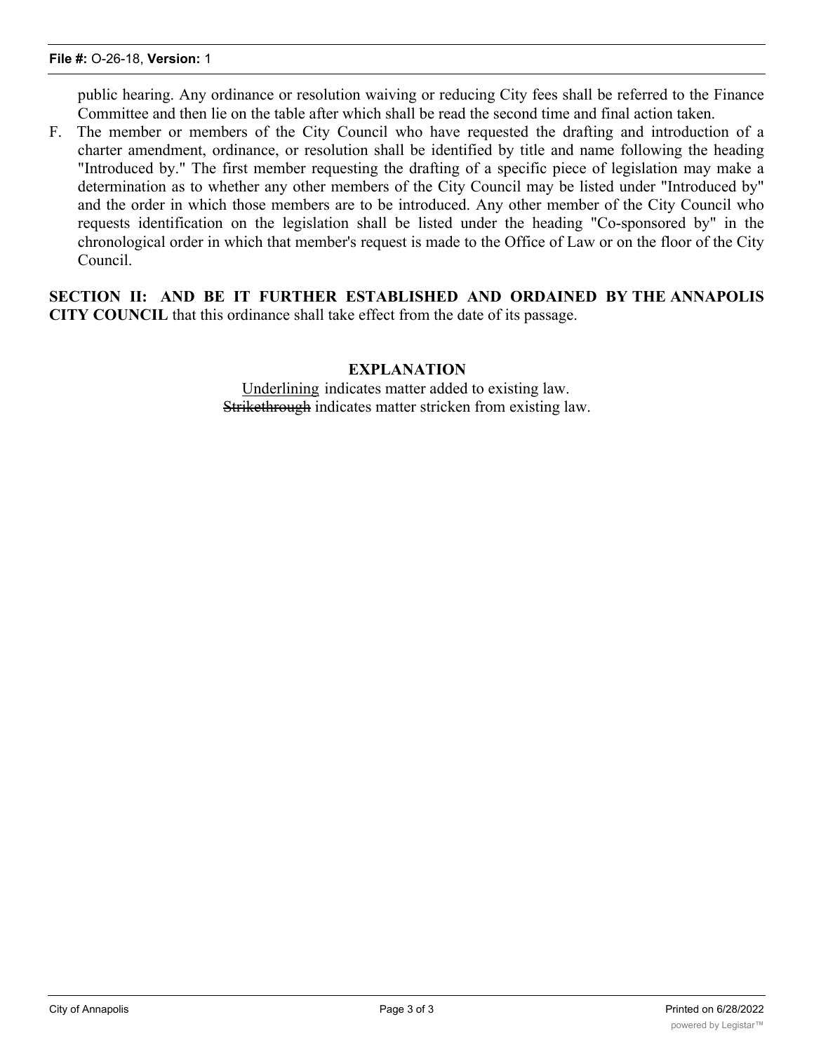public hearing. Any ordinance or resolution waiving or reducing City fees shall be referred to the Finance Committee and then lie on the table after which shall be read the second time and final action taken.

F. The member or members of the City Council who have requested the drafting and introduction of a charter amendment, ordinance, or resolution shall be identified by title and name following the heading "Introduced by." The first member requesting the drafting of a specific piece of legislation may make a determination as to whether any other members of the City Council may be listed under "Introduced by" and the order in which those members are to be introduced. Any other member of the City Council who requests identification on the legislation shall be listed under the heading "Co-sponsored by" in the chronological order in which that member's request is made to the Office of Law or on the floor of the City Council.

**SECTION II: AND BE IT FURTHER ESTABLISHED AND ORDAINED BY THE ANNAPOLIS CITY COUNCIL** that this ordinance shall take effect from the date of its passage.

**EXPLANATION**

<u>Underlining</u> indicates matter added to existing law.
~~Strikethrough~~ indicates matter stricken from existing law.